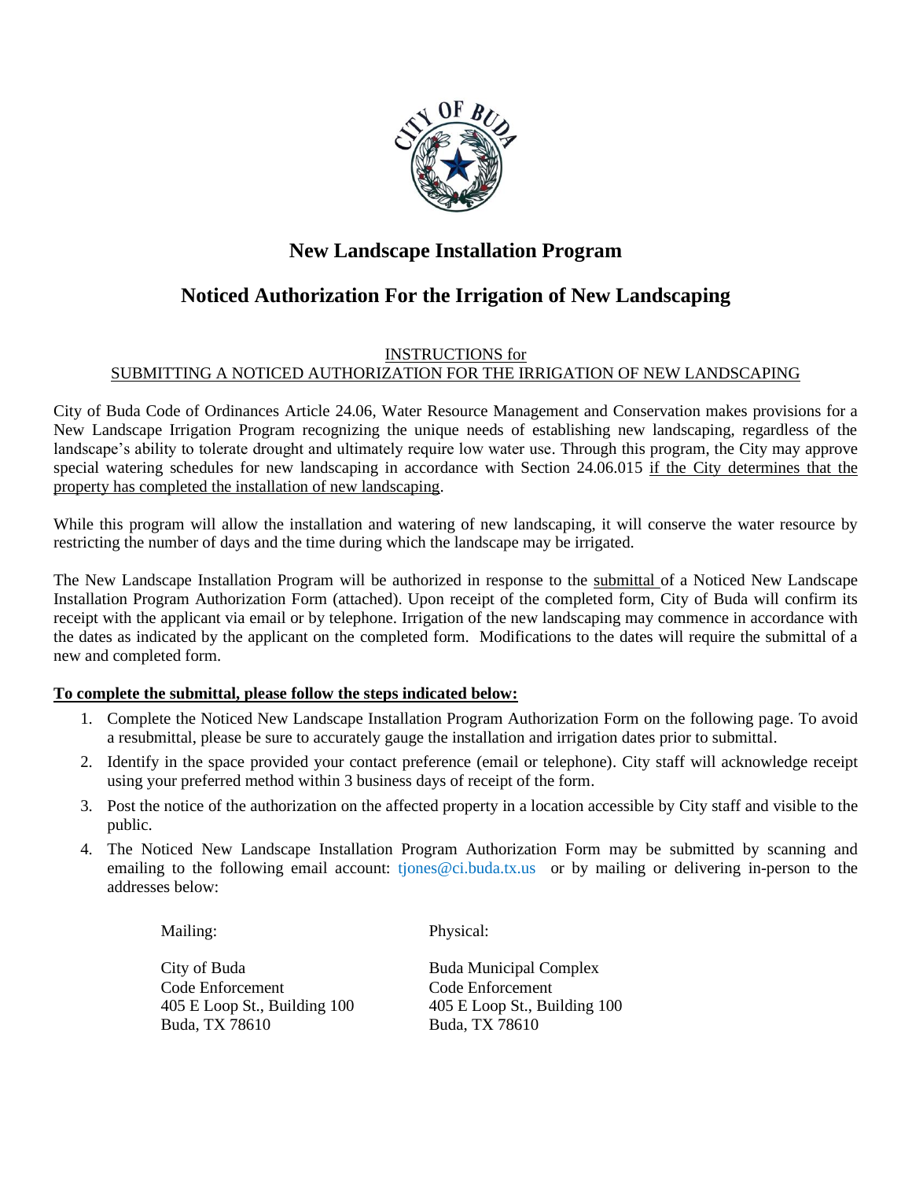# New Landscape Installation Program

## Noticed Authorization For the Irrigation of New Landscaping

INSTRUCTIONS for
SUBMITTING A NOTICED AUTHORIZATION FOR THE IRRIGATION OF NEW LANDSCAPING

City of Buda Code of Ordinances Article 24.06, Water Resource Management and Conservation makes provisions for a New Landscape Irrigation Program recognizing the unique needs of establishing new landscaping, regardless of the landscape's ability to tolerate drought and ultimately require low water use. Through this program, the City may approve special watering schedules for new landscaping in accordance with Section 24.06.015 if the City determines that the property has completed the installation of new landscaping.

While this program will allow the installation and watering of new landscaping, it will conserve the water resource by restricting the number of days and the time during which the landscape may be irrigated.

The New Landscape Installation Program will be authorized in response to the submittal of a Noticed New Landscape Installation Program Authorization Form (attached). Upon receipt of the completed form, City of Buda will confirm its receipt with the applicant via email or by telephone. Irrigation of the new landscaping may commence in accordance with the dates as indicated by the applicant on the completed form. Modifications to the dates will require the submittal of a new and completed form.

**To complete the submittal, please follow the steps indicated below:**

1. Complete the Noticed New Landscape Installation Program Authorization Form on the following page. To avoid a resubmittal, please be sure to accurately gauge the installation and irrigation dates prior to submittal.
2. Identify in the space provided your contact preference (email or telephone). City staff will acknowledge receipt using your preferred method within 3 business days of receipt of the form.
3. Post the notice of the authorization on the affected property in a location accessible by City staff and visible to the public.
4. The Noticed New Landscape Installation Program Authorization Form may be submitted by scanning and emailing to the following email account: tjones@ci.buda.tx.us or by mailing or delivering in-person to the addresses below:

| Mailing: | Physical: |
|---|---|
| City of Buda<br>Code Enforcement<br>405 E Loop St., Building 100<br>Buda, TX 78610 | Buda Municipal Complex<br>Code Enforcement<br>405 E Loop St., Building 100<br>Buda, TX 78610 |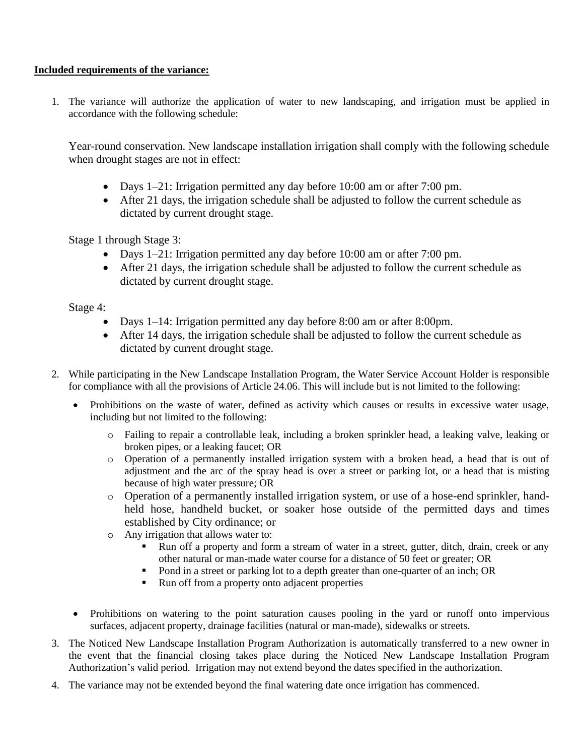**Included requirements of the variance:**

1. The variance will authorize the application of water to new landscaping, and irrigation must be applied in accordance with the following schedule:

   Year-round conservation. New landscape installation irrigation shall comply with the following schedule when drought stages are not in effect:

   - Days 1–21: Irrigation permitted any day before 10:00 am or after 7:00 pm.
   - After 21 days, the irrigation schedule shall be adjusted to follow the current schedule as dictated by current drought stage.

   Stage 1 through Stage 3:

   - Days 1–21: Irrigation permitted any day before 10:00 am or after 7:00 pm.
   - After 21 days, the irrigation schedule shall be adjusted to follow the current schedule as dictated by current drought stage.

   Stage 4:

   - Days 1–14: Irrigation permitted any day before 8:00 am or after 8:00pm.
   - After 14 days, the irrigation schedule shall be adjusted to follow the current schedule as dictated by current drought stage.

2. While participating in the New Landscape Installation Program, the Water Service Account Holder is responsible for compliance with all the provisions of Article 24.06. This will include but is not limited to the following:

   - Prohibitions on the waste of water, defined as activity which causes or results in excessive water usage, including but not limited to the following:
     - Failing to repair a controllable leak, including a broken sprinkler head, a leaking valve, leaking or broken pipes, or a leaking faucet; OR
     - Operation of a permanently installed irrigation system with a broken head, a head that is out of adjustment and the arc of the spray head is over a street or parking lot, or a head that is misting because of high water pressure; OR
     - Operation of a permanently installed irrigation system, or use of a hose-end sprinkler, hand-held hose, handheld bucket, or soaker hose outside of the permitted days and times established by City ordinance; or
     - Any irrigation that allows water to:
       - Run off a property and form a stream of water in a street, gutter, ditch, drain, creek or any other natural or man-made water course for a distance of 50 feet or greater; OR
       - Pond in a street or parking lot to a depth greater than one-quarter of an inch; OR
       - Run off from a property onto adjacent properties

   - Prohibitions on watering to the point saturation causes pooling in the yard or runoff onto impervious surfaces, adjacent property, drainage facilities (natural or man-made), sidewalks or streets.

3. The Noticed New Landscape Installation Program Authorization is automatically transferred to a new owner in the event that the financial closing takes place during the Noticed New Landscape Installation Program Authorization's valid period. Irrigation may not extend beyond the dates specified in the authorization.

4. The variance may not be extended beyond the final watering date once irrigation has commenced.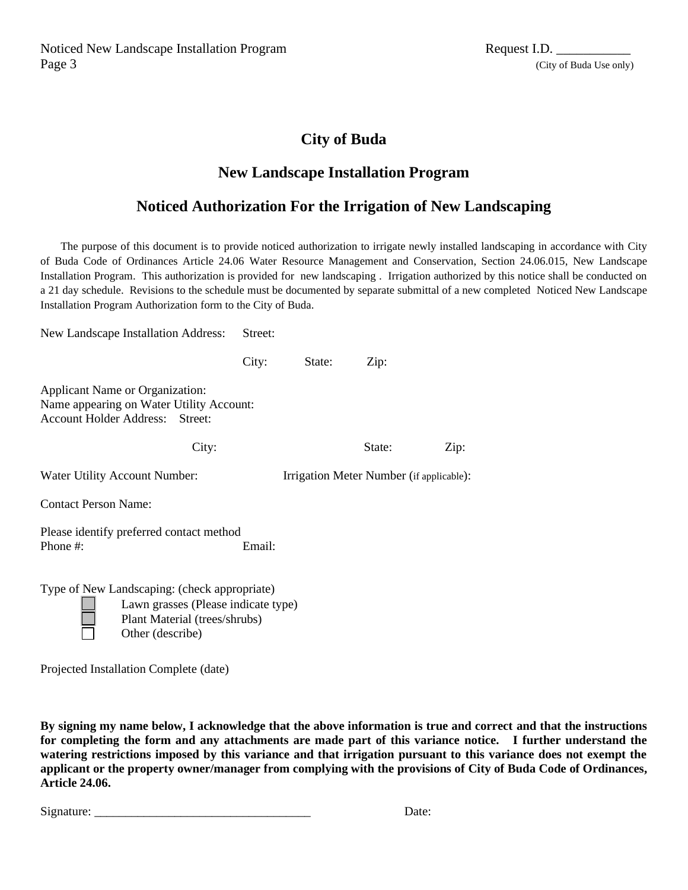Request I.D. ___________
(City of Buda Use only)

# City of Buda

## New Landscape Installation Program

## Noticed Authorization For the Irrigation of New Landscaping

The purpose of this document is to provide noticed authorization to irrigate newly installed landscaping in accordance with City of Buda Code of Ordinances Article 24.06 Water Resource Management and Conservation, Section 24.06.015, New Landscape Installation Program. This authorization is provided for new landscaping . Irrigation authorized by this notice shall be conducted on a 21 day schedule. Revisions to the schedule must be documented by separate submittal of a new completed Noticed New Landscape Installation Program Authorization form to the City of Buda.

New Landscape Installation Address: Street:

City: State: Zip:

Applicant Name or Organization:
Name appearing on Water Utility Account:
Account Holder Address: Street:

City: State: Zip:

Water Utility Account Number: Irrigation Meter Number (if applicable):

Contact Person Name:

Please identify preferred contact method
Phone #: Email:

Type of New Landscaping: (check appropriate)

- ☐ Lawn grasses (Please indicate type)
- ☐ Plant Material (trees/shrubs)
- ☐ Other (describe)

Projected Installation Complete (date)

**By signing my name below, I acknowledge that the above information is true and correct and that the instructions for completing the form and any attachments are made part of this variance notice. I further understand the watering restrictions imposed by this variance and that irrigation pursuant to this variance does not exempt the applicant or the property owner/manager from complying with the provisions of City of Buda Code of Ordinances, Article 24.06.**

Signature: ___________________________________ Date: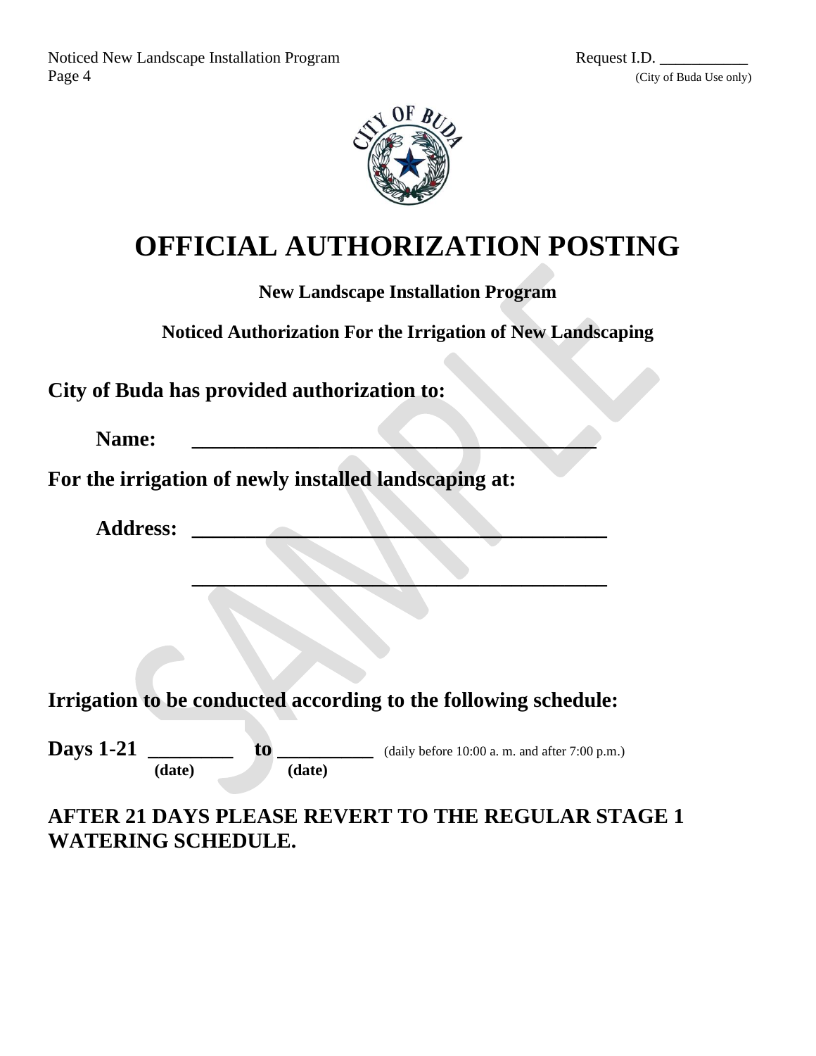Noticed New Landscape Installation Program
Page 4

Request I.D. ___________
(City of Buda Use only)

# OFFICIAL AUTHORIZATION POSTING

**New Landscape Installation Program**

**Noticed Authorization For the Irrigation of New Landscaping**

**City of Buda has provided authorization to:**

**Name:** ________________________________________

**For the irrigation of newly installed landscaping at:**

**Address:** ________________________________________

________________________________________

**Irrigation to be conducted according to the following schedule:**

**Days 1-21** ________ **to** _________ (daily before 10:00 a. m. and after 7:00 p.m.)
**(date)** **(date)**

**AFTER 21 DAYS PLEASE REVERT TO THE REGULAR STAGE 1 WATERING SCHEDULE.**